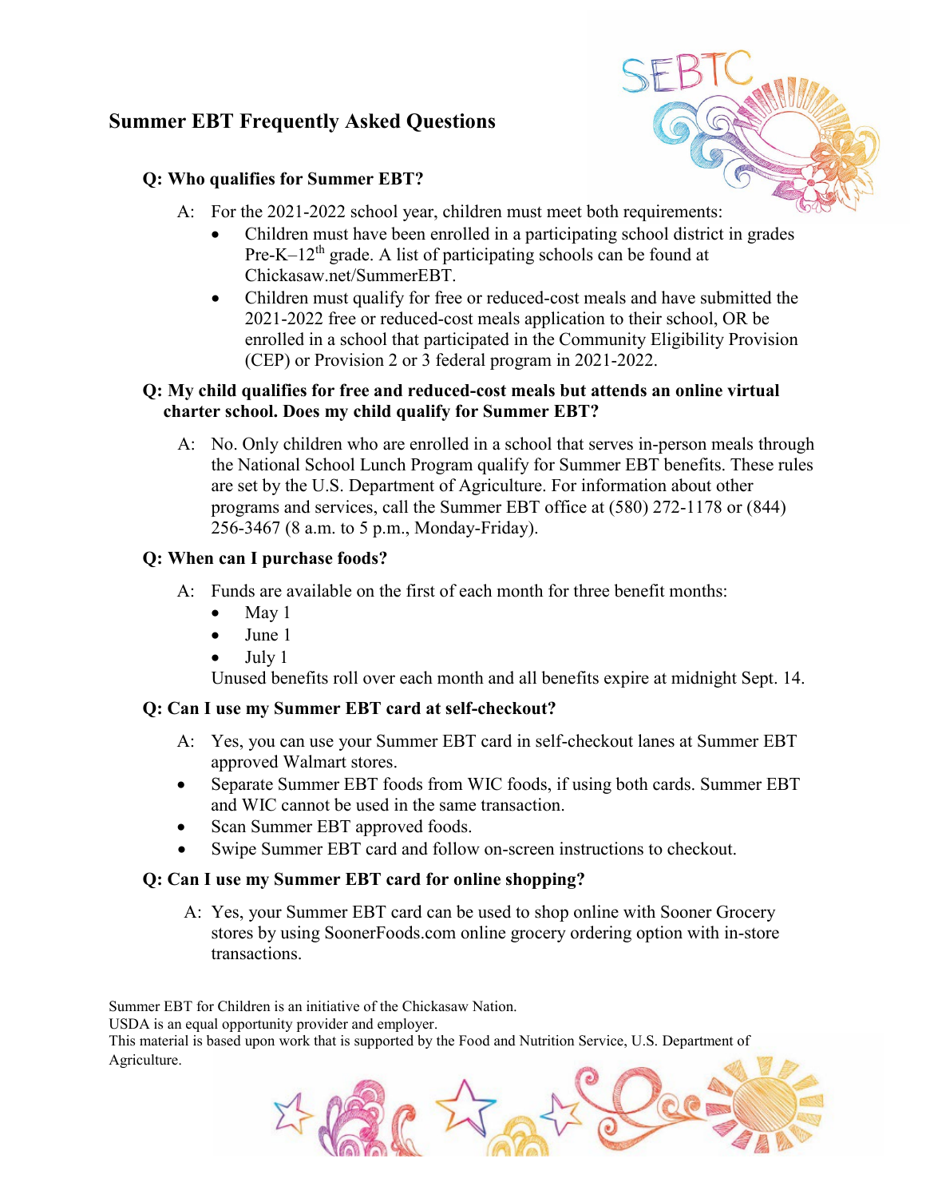# Summer EBT Frequently Asked Questions

**Q: Who qualifies for Summer EBT?**

A: For the 2021-2022 school year, children must meet both requirements:

- Children must have been enrolled in a participating school district in grades Pre-K–12th grade. A list of participating schools can be found at Chickasaw.net/SummerEBT.
- Children must qualify for free or reduced-cost meals and have submitted the 2021-2022 free or reduced-cost meals application to their school, OR be enrolled in a school that participated in the Community Eligibility Provision (CEP) or Provision 2 or 3 federal program in 2021-2022.

**Q: My child qualifies for free and reduced-cost meals but attends an online virtual charter school. Does my child qualify for Summer EBT?**

A: No. Only children who are enrolled in a school that serves in-person meals through the National School Lunch Program qualify for Summer EBT benefits. These rules are set by the U.S. Department of Agriculture. For information about other programs and services, call the Summer EBT office at (580) 272-1178 or (844) 256-3467 (8 a.m. to 5 p.m., Monday-Friday).

**Q: When can I purchase foods?**

A: Funds are available on the first of each month for three benefit months:

- May 1
- June 1
- July 1

Unused benefits roll over each month and all benefits expire at midnight Sept. 14.

**Q: Can I use my Summer EBT card at self-checkout?**

A: Yes, you can use your Summer EBT card in self-checkout lanes at Summer EBT approved Walmart stores.

- Separate Summer EBT foods from WIC foods, if using both cards. Summer EBT and WIC cannot be used in the same transaction.
- Scan Summer EBT approved foods.
- Swipe Summer EBT card and follow on-screen instructions to checkout.

**Q: Can I use my Summer EBT card for online shopping?**

A: Yes, your Summer EBT card can be used to shop online with Sooner Grocery stores by using SoonerFoods.com online grocery ordering option with in-store transactions.

Summer EBT for Children is an initiative of the Chickasaw Nation.
USDA is an equal opportunity provider and employer.
This material is based upon work that is supported by the Food and Nutrition Service, U.S. Department of Agriculture.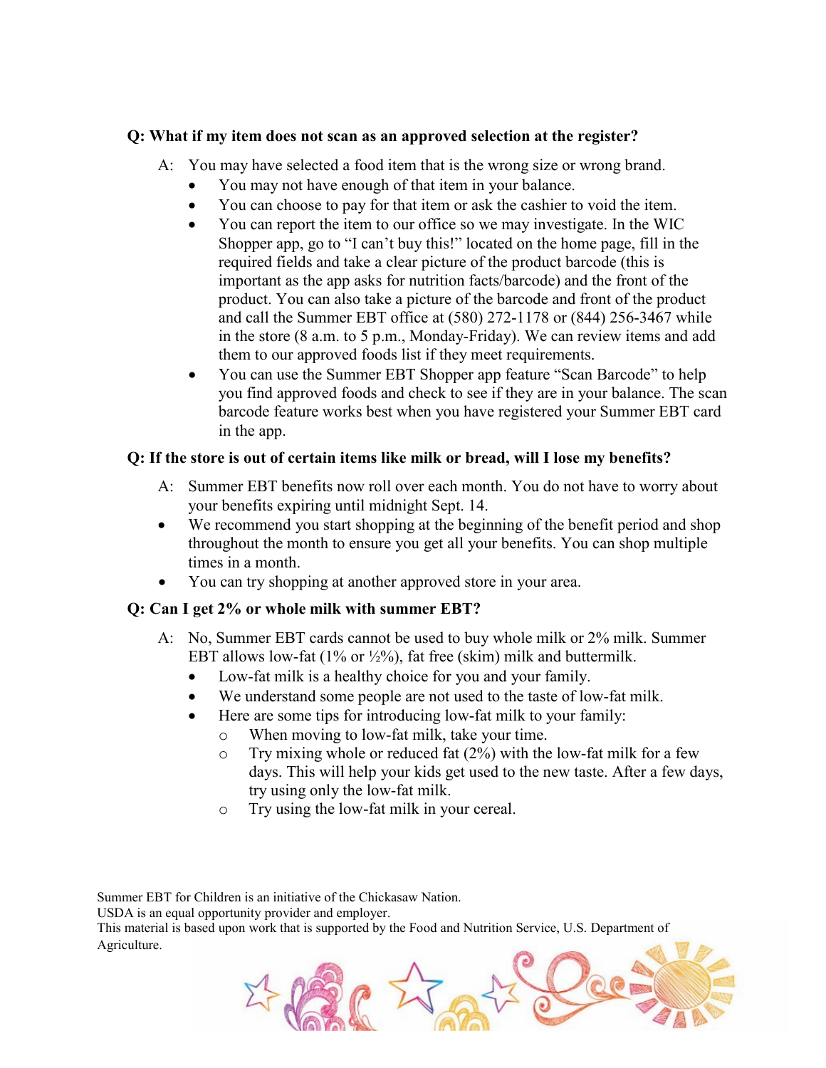**Q: What if my item does not scan as an approved selection at the register?**

A: You may have selected a food item that is the wrong size or wrong brand.

- You may not have enough of that item in your balance.
- You can choose to pay for that item or ask the cashier to void the item.
- You can report the item to our office so we may investigate. In the WIC Shopper app, go to “I can’t buy this!” located on the home page, fill in the required fields and take a clear picture of the product barcode (this is important as the app asks for nutrition facts/barcode) and the front of the product. You can also take a picture of the barcode and front of the product and call the Summer EBT office at (580) 272-1178 or (844) 256-3467 while in the store (8 a.m. to 5 p.m., Monday-Friday). We can review items and add them to our approved foods list if they meet requirements.
- You can use the Summer EBT Shopper app feature “Scan Barcode” to help you find approved foods and check to see if they are in your balance. The scan barcode feature works best when you have registered your Summer EBT card in the app.

**Q: If the store is out of certain items like milk or bread, will I lose my benefits?**

A: Summer EBT benefits now roll over each month. You do not have to worry about your benefits expiring until midnight Sept. 14.

- We recommend you start shopping at the beginning of the benefit period and shop throughout the month to ensure you get all your benefits. You can shop multiple times in a month.
- You can try shopping at another approved store in your area.

**Q: Can I get 2% or whole milk with summer EBT?**

A: No, Summer EBT cards cannot be used to buy whole milk or 2% milk. Summer EBT allows low-fat (1% or ½%), fat free (skim) milk and buttermilk.

- Low-fat milk is a healthy choice for you and your family.
- We understand some people are not used to the taste of low-fat milk.
- Here are some tips for introducing low-fat milk to your family:
  - When moving to low-fat milk, take your time.
  - Try mixing whole or reduced fat (2%) with the low-fat milk for a few days. This will help your kids get used to the new taste. After a few days, try using only the low-fat milk.
  - Try using the low-fat milk in your cereal.

Summer EBT for Children is an initiative of the Chickasaw Nation.
USDA is an equal opportunity provider and employer.
This material is based upon work that is supported by the Food and Nutrition Service, U.S. Department of Agriculture.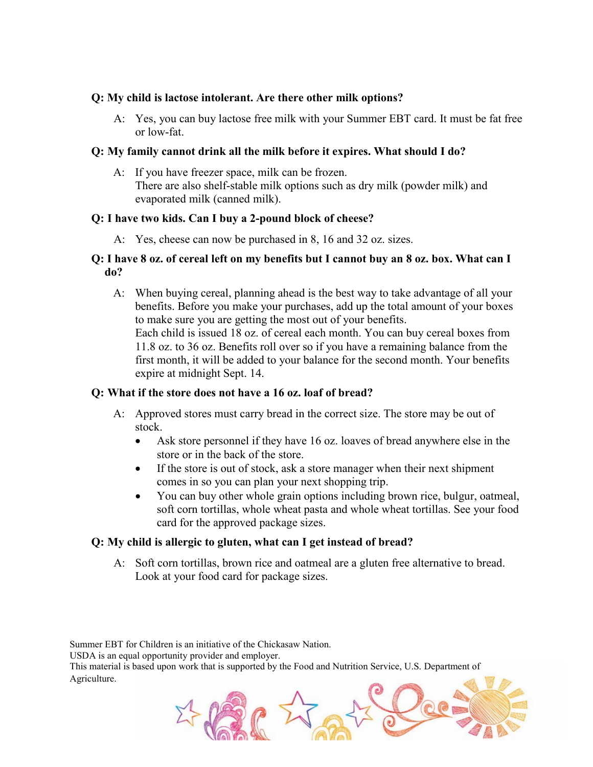**Q: My child is lactose intolerant. Are there other milk options?**

A: Yes, you can buy lactose free milk with your Summer EBT card. It must be fat free or low-fat.

**Q: My family cannot drink all the milk before it expires. What should I do?**

A: If you have freezer space, milk can be frozen.
There are also shelf-stable milk options such as dry milk (powder milk) and evaporated milk (canned milk).

**Q: I have two kids. Can I buy a 2-pound block of cheese?**

A: Yes, cheese can now be purchased in 8, 16 and 32 oz. sizes.

**Q: I have 8 oz. of cereal left on my benefits but I cannot buy an 8 oz. box. What can I do?**

A: When buying cereal, planning ahead is the best way to take advantage of all your benefits. Before you make your purchases, add up the total amount of your boxes to make sure you are getting the most out of your benefits.
Each child is issued 18 oz. of cereal each month. You can buy cereal boxes from 11.8 oz. to 36 oz. Benefits roll over so if you have a remaining balance from the first month, it will be added to your balance for the second month. Your benefits expire at midnight Sept. 14.

**Q: What if the store does not have a 16 oz. loaf of bread?**

A: Approved stores must carry bread in the correct size. The store may be out of stock.

- Ask store personnel if they have 16 oz. loaves of bread anywhere else in the store or in the back of the store.
- If the store is out of stock, ask a store manager when their next shipment comes in so you can plan your next shopping trip.
- You can buy other whole grain options including brown rice, bulgur, oatmeal, soft corn tortillas, whole wheat pasta and whole wheat tortillas. See your food card for the approved package sizes.

**Q: My child is allergic to gluten, what can I get instead of bread?**

A: Soft corn tortillas, brown rice and oatmeal are a gluten free alternative to bread. Look at your food card for package sizes.

Summer EBT for Children is an initiative of the Chickasaw Nation.
USDA is an equal opportunity provider and employer.
This material is based upon work that is supported by the Food and Nutrition Service, U.S. Department of Agriculture.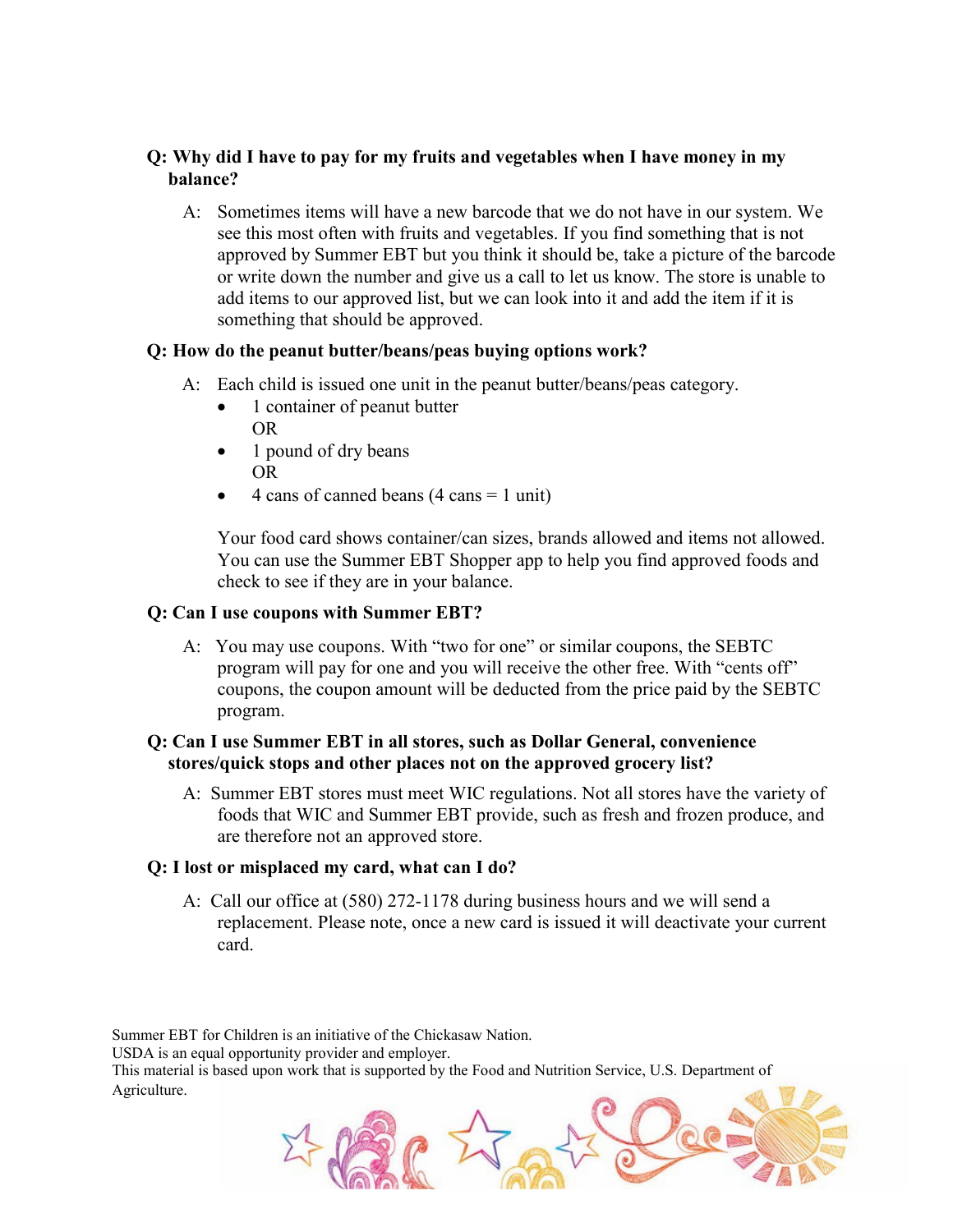**Q: Why did I have to pay for my fruits and vegetables when I have money in my balance?**

A: Sometimes items will have a new barcode that we do not have in our system. We see this most often with fruits and vegetables. If you find something that is not approved by Summer EBT but you think it should be, take a picture of the barcode or write down the number and give us a call to let us know. The store is unable to add items to our approved list, but we can look into it and add the item if it is something that should be approved.

**Q: How do the peanut butter/beans/peas buying options work?**

A: Each child is issued one unit in the peanut butter/beans/peas category.

- 1 container of peanut butter
  OR
- 1 pound of dry beans
  OR
- 4 cans of canned beans (4 cans = 1 unit)

Your food card shows container/can sizes, brands allowed and items not allowed. You can use the Summer EBT Shopper app to help you find approved foods and check to see if they are in your balance.

**Q: Can I use coupons with Summer EBT?**

A: You may use coupons. With "two for one" or similar coupons, the SEBTC program will pay for one and you will receive the other free. With "cents off" coupons, the coupon amount will be deducted from the price paid by the SEBTC program.

**Q: Can I use Summer EBT in all stores, such as Dollar General, convenience stores/quick stops and other places not on the approved grocery list?**

A: Summer EBT stores must meet WIC regulations. Not all stores have the variety of foods that WIC and Summer EBT provide, such as fresh and frozen produce, and are therefore not an approved store.

**Q: I lost or misplaced my card, what can I do?**

A: Call our office at (580) 272-1178 during business hours and we will send a replacement. Please note, once a new card is issued it will deactivate your current card.

Summer EBT for Children is an initiative of the Chickasaw Nation.
USDA is an equal opportunity provider and employer.
This material is based upon work that is supported by the Food and Nutrition Service, U.S. Department of Agriculture.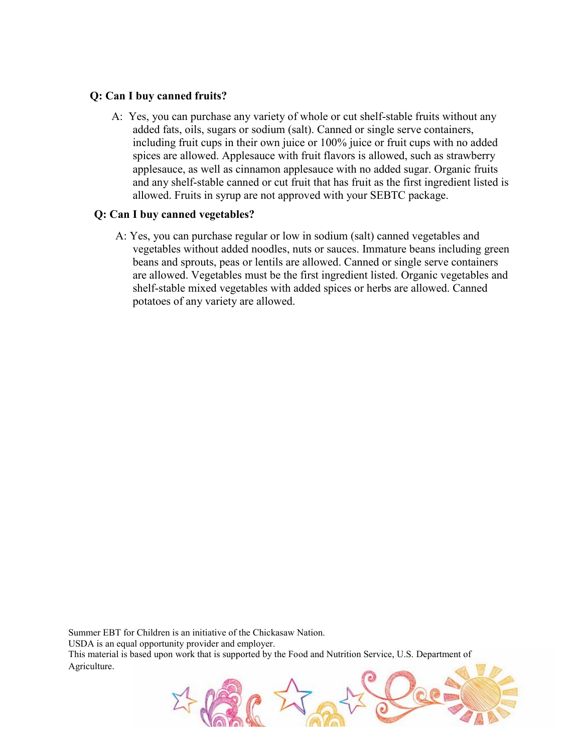**Q: Can I buy canned fruits?**

A: Yes, you can purchase any variety of whole or cut shelf-stable fruits without any added fats, oils, sugars or sodium (salt). Canned or single serve containers, including fruit cups in their own juice or 100% juice or fruit cups with no added spices are allowed. Applesauce with fruit flavors is allowed, such as strawberry applesauce, as well as cinnamon applesauce with no added sugar. Organic fruits and any shelf-stable canned or cut fruit that has fruit as the first ingredient listed is allowed. Fruits in syrup are not approved with your SEBTC package.

**Q: Can I buy canned vegetables?**

A: Yes, you can purchase regular or low in sodium (salt) canned vegetables and vegetables without added noodles, nuts or sauces. Immature beans including green beans and sprouts, peas or lentils are allowed. Canned or single serve containers are allowed. Vegetables must be the first ingredient listed. Organic vegetables and shelf-stable mixed vegetables with added spices or herbs are allowed. Canned potatoes of any variety are allowed.

Summer EBT for Children is an initiative of the Chickasaw Nation.
USDA is an equal opportunity provider and employer.
This material is based upon work that is supported by the Food and Nutrition Service, U.S. Department of Agriculture.